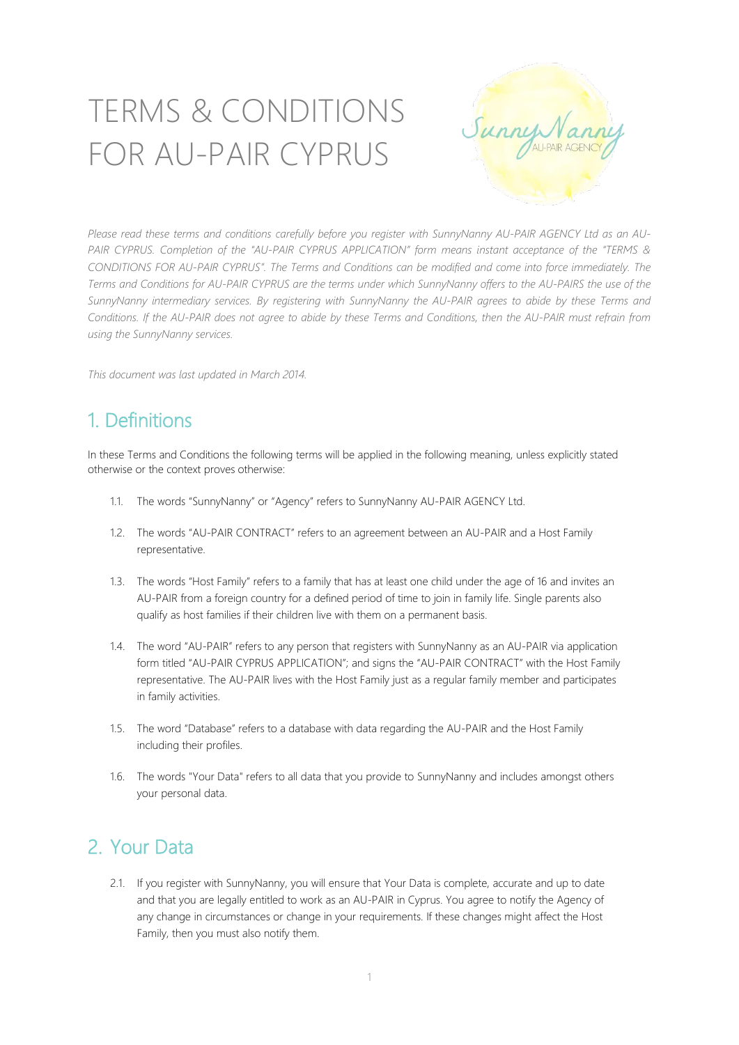# TERMS & CONDITIONS FOR AU-PAIR CYPRUS

*Please read these terms and conditions carefully before you register with SunnyNanny AU-PAIR AGENCY Ltd as an AU-PAIR CYPRUS. Completion of the "AU-PAIR CYPRUS APPLICATION" form means instant acceptance of the "TERMS & CONDITIONS FOR AU-PAIR CYPRUS". The Terms and Conditions can be modified and come into force immediately. The Terms and Conditions for AU-PAIR CYPRUS are the terms under which SunnyNanny offers to the AU-PAIRS the use of the SunnyNanny intermediary services. By registering with SunnyNanny the AU-PAIR agrees to abide by these Terms and Conditions. If the AU-PAIR does not agree to abide by these Terms and Conditions, then the AU-PAIR must refrain from using the SunnyNanny services.*

*This document was last updated in March 2014.*

## 1. Definitions

In these Terms and Conditions the following terms will be applied in the following meaning, unless explicitly stated otherwise or the context proves otherwise:

1.1. The words "SunnyNanny" or "Agency" refers to SunnyNanny AU-PAIR AGENCY Ltd.

1.2. The words "AU-PAIR CONTRACT" refers to an agreement between an AU-PAIR and a Host Family representative.

1.3. The words "Host Family" refers to a family that has at least one child under the age of 16 and invites an AU-PAIR from a foreign country for a defined period of time to join in family life. Single parents also qualify as host families if their children live with them on a permanent basis.

1.4. The word "AU-PAIR" refers to any person that registers with SunnyNanny as an AU-PAIR via application form titled "AU-PAIR CYPRUS APPLICATION"; and signs the "AU-PAIR CONTRACT" with the Host Family representative. The AU-PAIR lives with the Host Family just as a regular family member and participates in family activities.

1.5. The word "Database" refers to a database with data regarding the AU-PAIR and the Host Family including their profiles.

1.6. The words "Your Data" refers to all data that you provide to SunnyNanny and includes amongst others your personal data.

## 2. Your Data

2.1. If you register with SunnyNanny, you will ensure that Your Data is complete, accurate and up to date and that you are legally entitled to work as an AU-PAIR in Cyprus. You agree to notify the Agency of any change in circumstances or change in your requirements. If these changes might affect the Host Family, then you must also notify them.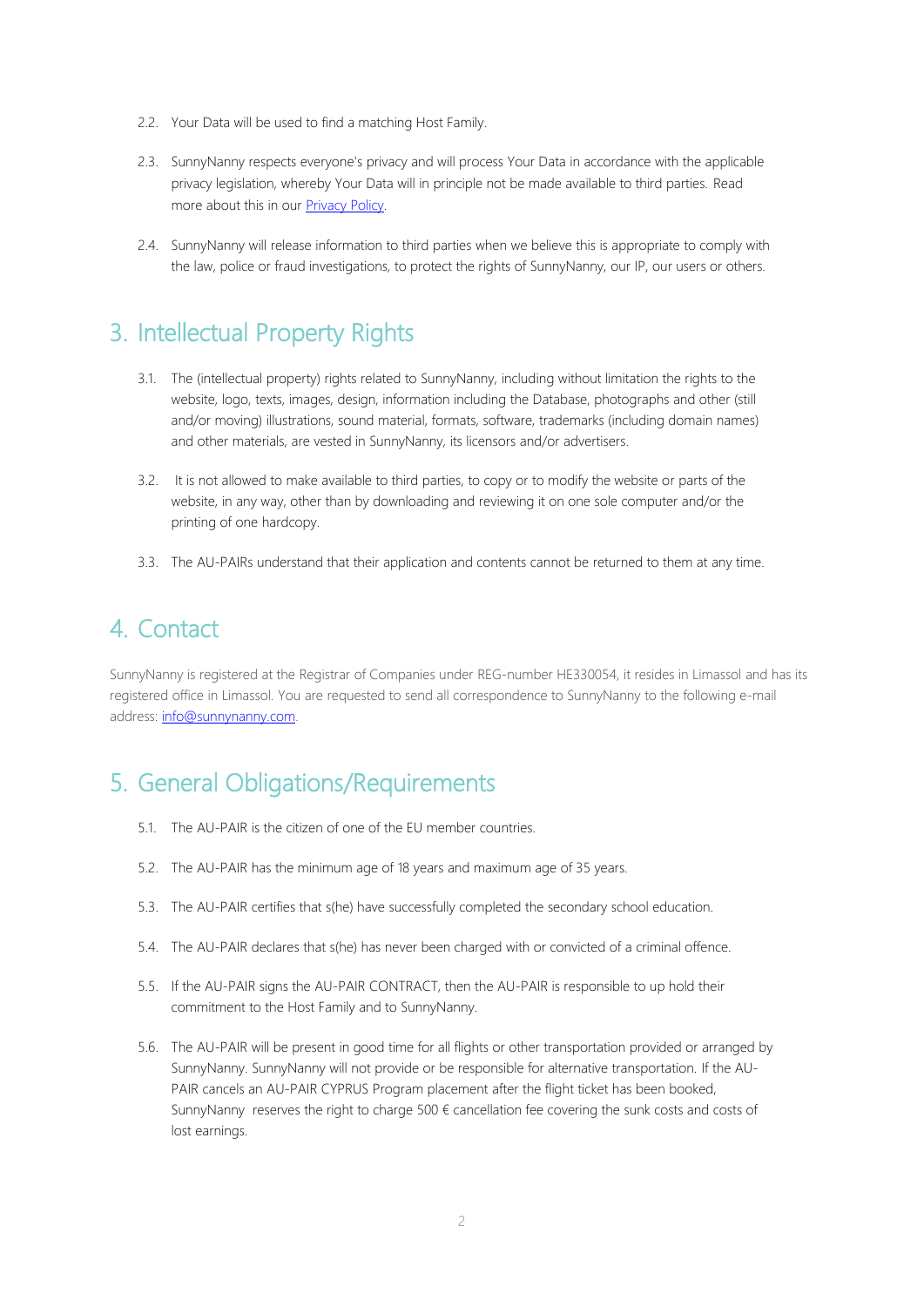2.2. Your Data will be used to find a matching Host Family.

2.3. SunnyNanny respects everyone's privacy and will process Your Data in accordance with the applicable privacy legislation, whereby Your Data will in principle not be made available to third parties. Read more about this in our [Privacy Policy](Privacy Policy).

2.4. SunnyNanny will release information to third parties when we believe this is appropriate to comply with the law, police or fraud investigations, to protect the rights of SunnyNanny, our IP, our users or others.

## 3. Intellectual Property Rights

3.1. The (intellectual property) rights related to SunnyNanny, including without limitation the rights to the website, logo, texts, images, design, information including the Database, photographs and other (still and/or moving) illustrations, sound material, formats, software, trademarks (including domain names) and other materials, are vested in SunnyNanny, its licensors and/or advertisers.

3.2. It is not allowed to make available to third parties, to copy or to modify the website or parts of the website, in any way, other than by downloading and reviewing it on one sole computer and/or the printing of one hardcopy.

3.3. The AU-PAIRs understand that their application and contents cannot be returned to them at any time.

## 4. Contact

SunnyNanny is registered at the Registrar of Companies under REG-number HE330054, it resides in Limassol and has its registered office in Limassol. You are requested to send all correspondence to SunnyNanny to the following e-mail address: info@sunnynanny.com.

## 5. General Obligations/Requirements

5.1. The AU-PAIR is the citizen of one of the EU member countries.

5.2. The AU-PAIR has the minimum age of 18 years and maximum age of 35 years.

5.3. The AU-PAIR certifies that s(he) have successfully completed the secondary school education.

5.4. The AU-PAIR declares that s(he) has never been charged with or convicted of a criminal offence.

5.5. If the AU-PAIR signs the AU-PAIR CONTRACT, then the AU-PAIR is responsible to up hold their commitment to the Host Family and to SunnyNanny.

5.6. The AU-PAIR will be present in good time for all flights or other transportation provided or arranged by SunnyNanny. SunnyNanny will not provide or be responsible for alternative transportation. If the AU-PAIR cancels an AU-PAIR CYPRUS Program placement after the flight ticket has been booked, SunnyNanny reserves the right to charge 500 € cancellation fee covering the sunk costs and costs of lost earnings.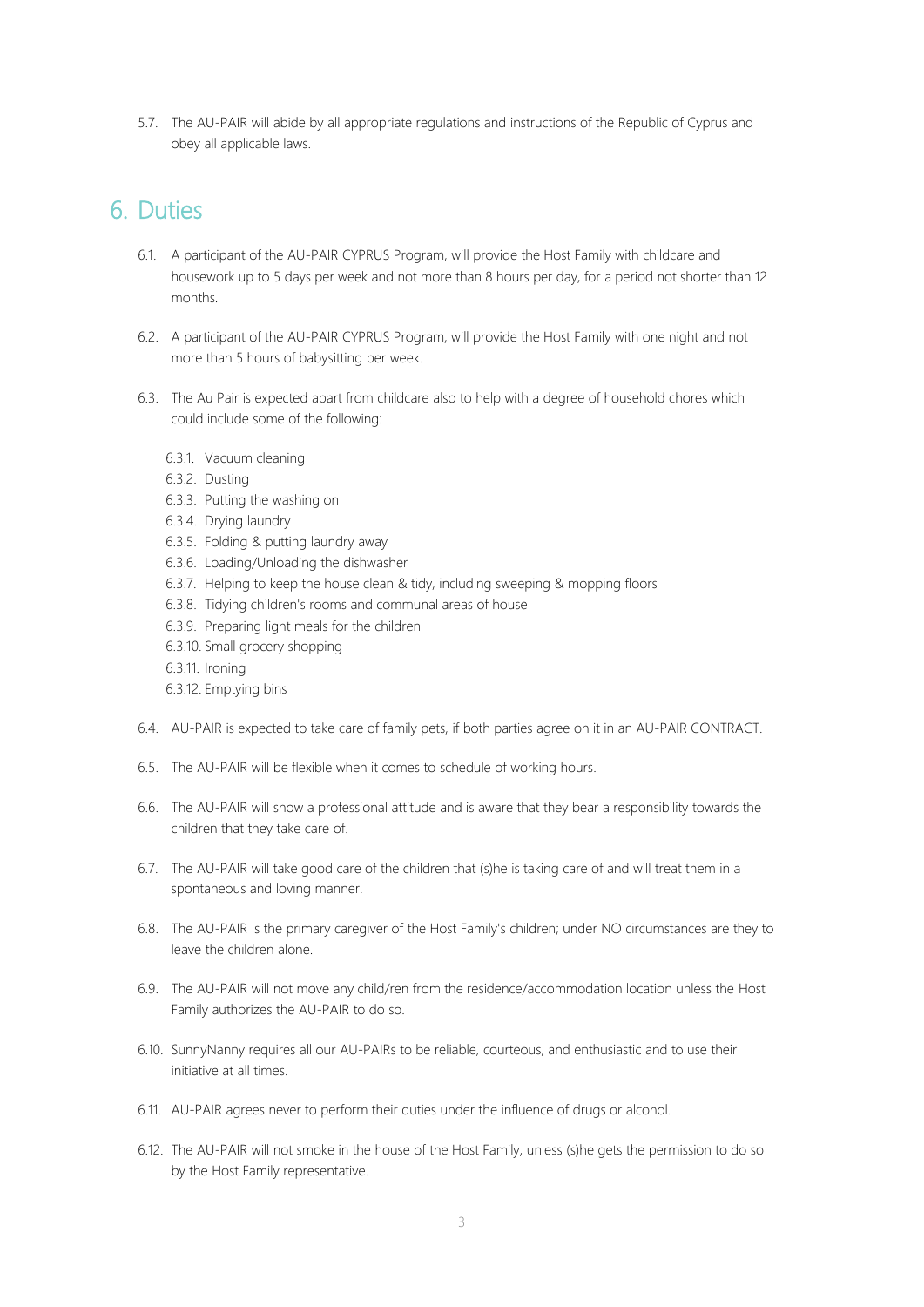5.7. The AU-PAIR will abide by all appropriate regulations and instructions of the Republic of Cyprus and obey all applicable laws.

# 6. Duties

6.1. A participant of the AU-PAIR CYPRUS Program, will provide the Host Family with childcare and housework up to 5 days per week and not more than 8 hours per day, for a period not shorter than 12 months.

6.2. A participant of the AU-PAIR CYPRUS Program, will provide the Host Family with one night and not more than 5 hours of babysitting per week.

6.3. The Au Pair is expected apart from childcare also to help with a degree of household chores which could include some of the following:

- 6.3.1. Vacuum cleaning
- 6.3.2. Dusting
- 6.3.3. Putting the washing on
- 6.3.4. Drying laundry
- 6.3.5. Folding & putting laundry away
- 6.3.6. Loading/Unloading the dishwasher
- 6.3.7. Helping to keep the house clean & tidy, including sweeping & mopping floors
- 6.3.8. Tidying children's rooms and communal areas of house
- 6.3.9. Preparing light meals for the children
- 6.3.10. Small grocery shopping
- 6.3.11. Ironing
- 6.3.12. Emptying bins

6.4. AU-PAIR is expected to take care of family pets, if both parties agree on it in an AU-PAIR CONTRACT.

6.5. The AU-PAIR will be flexible when it comes to schedule of working hours.

6.6. The AU-PAIR will show a professional attitude and is aware that they bear a responsibility towards the children that they take care of.

6.7. The AU-PAIR will take good care of the children that (s)he is taking care of and will treat them in a spontaneous and loving manner.

6.8. The AU-PAIR is the primary caregiver of the Host Family's children; under NO circumstances are they to leave the children alone.

6.9. The AU-PAIR will not move any child/ren from the residence/accommodation location unless the Host Family authorizes the AU-PAIR to do so.

6.10. SunnyNanny requires all our AU-PAIRs to be reliable, courteous, and enthusiastic and to use their initiative at all times.

6.11. AU-PAIR agrees never to perform their duties under the influence of drugs or alcohol.

6.12. The AU-PAIR will not smoke in the house of the Host Family, unless (s)he gets the permission to do so by the Host Family representative.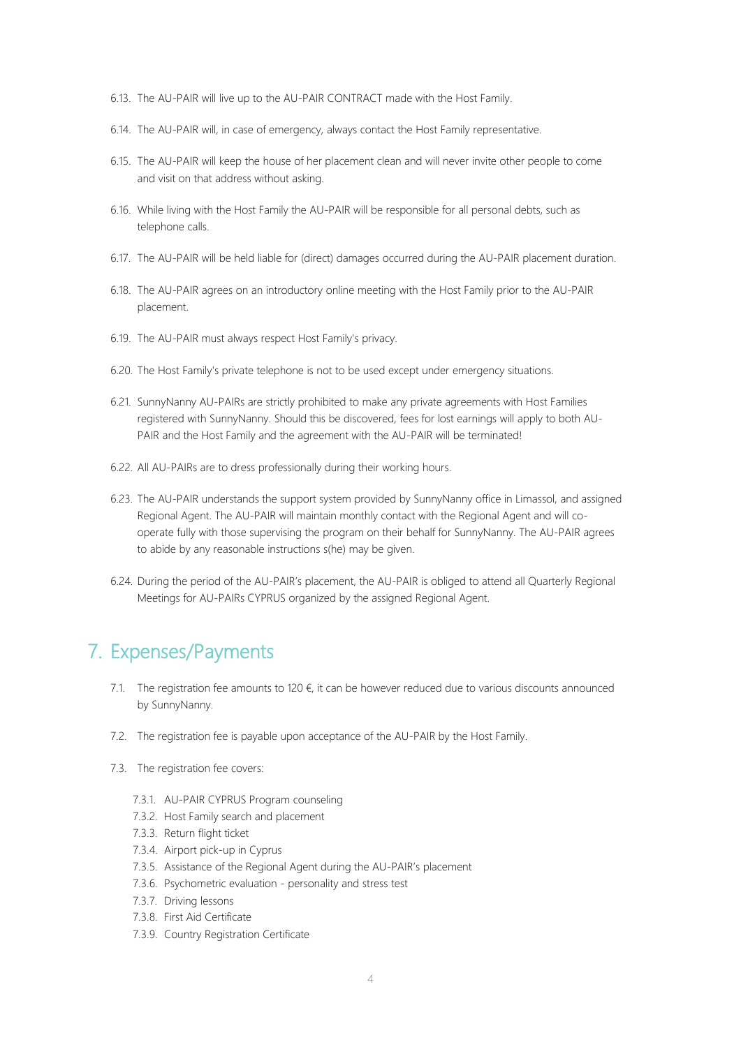6.13. The AU-PAIR will live up to the AU-PAIR CONTRACT made with the Host Family.

6.14. The AU-PAIR will, in case of emergency, always contact the Host Family representative.

6.15. The AU-PAIR will keep the house of her placement clean and will never invite other people to come and visit on that address without asking.

6.16. While living with the Host Family the AU-PAIR will be responsible for all personal debts, such as telephone calls.

6.17. The AU-PAIR will be held liable for (direct) damages occurred during the AU-PAIR placement duration.

6.18. The AU-PAIR agrees on an introductory online meeting with the Host Family prior to the AU-PAIR placement.

6.19. The AU-PAIR must always respect Host Family's privacy.

6.20. The Host Family's private telephone is not to be used except under emergency situations.

6.21. SunnyNanny AU-PAIRs are strictly prohibited to make any private agreements with Host Families registered with SunnyNanny. Should this be discovered, fees for lost earnings will apply to both AU-PAIR and the Host Family and the agreement with the AU-PAIR will be terminated!

6.22. All AU-PAIRs are to dress professionally during their working hours.

6.23. The AU-PAIR understands the support system provided by SunnyNanny office in Limassol, and assigned Regional Agent. The AU-PAIR will maintain monthly contact with the Regional Agent and will co-operate fully with those supervising the program on their behalf for SunnyNanny. The AU-PAIR agrees to abide by any reasonable instructions s(he) may be given.

6.24. During the period of the AU-PAIR's placement, the AU-PAIR is obliged to attend all Quarterly Regional Meetings for AU-PAIRs CYPRUS organized by the assigned Regional Agent.

# 7. Expenses/Payments

7.1. The registration fee amounts to 120 €, it can be however reduced due to various discounts announced by SunnyNanny.

7.2. The registration fee is payable upon acceptance of the AU-PAIR by the Host Family.

7.3. The registration fee covers:

- 7.3.1. AU-PAIR CYPRUS Program counseling
- 7.3.2. Host Family search and placement
- 7.3.3. Return flight ticket
- 7.3.4. Airport pick-up in Cyprus
- 7.3.5. Assistance of the Regional Agent during the AU-PAIR's placement
- 7.3.6. Psychometric evaluation - personality and stress test
- 7.3.7. Driving lessons
- 7.3.8. First Aid Certificate
- 7.3.9. Country Registration Certificate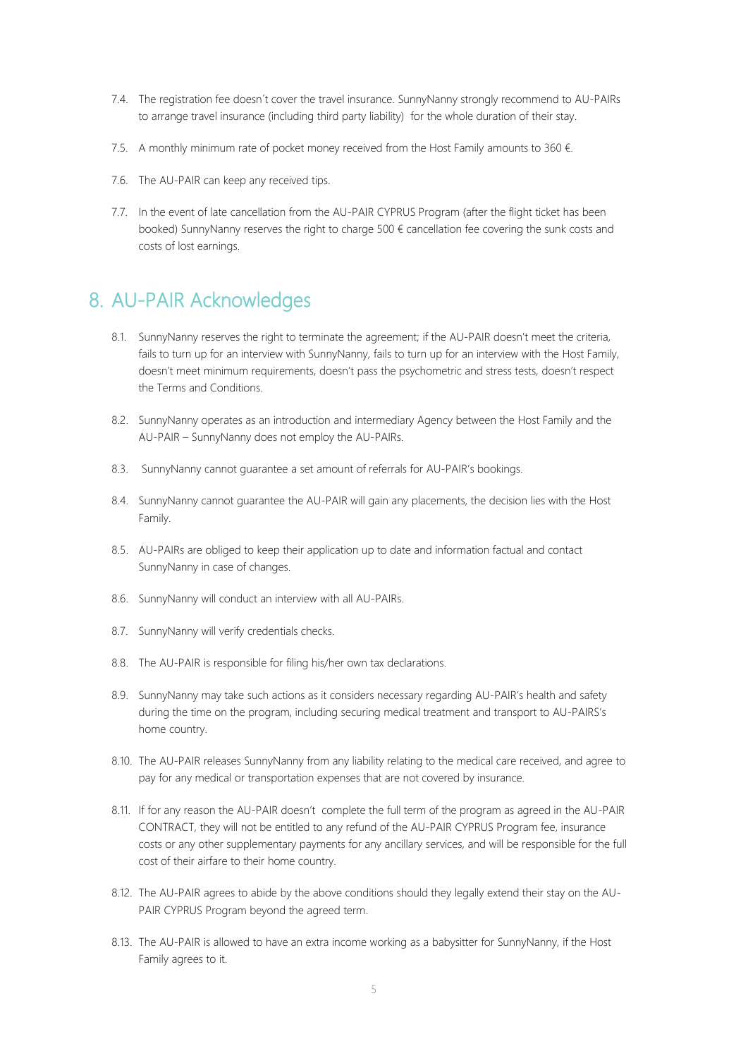7.4. The registration fee doesn´t cover the travel insurance. SunnyNanny strongly recommend to AU-PAIRs to arrange travel insurance (including third party liability) for the whole duration of their stay.

7.5. A monthly minimum rate of pocket money received from the Host Family amounts to 360 €.

7.6. The AU-PAIR can keep any received tips.

7.7. In the event of late cancellation from the AU-PAIR CYPRUS Program (after the flight ticket has been booked) SunnyNanny reserves the right to charge 500 € cancellation fee covering the sunk costs and costs of lost earnings.

## 8. AU-PAIR Acknowledges

8.1. SunnyNanny reserves the right to terminate the agreement; if the AU-PAIR doesn't meet the criteria, fails to turn up for an interview with SunnyNanny, fails to turn up for an interview with the Host Family, doesn't meet minimum requirements, doesn't pass the psychometric and stress tests, doesn't respect the Terms and Conditions.

8.2. SunnyNanny operates as an introduction and intermediary Agency between the Host Family and the AU-PAIR – SunnyNanny does not employ the AU-PAIRs.

8.3. SunnyNanny cannot guarantee a set amount of referrals for AU-PAIR's bookings.

8.4. SunnyNanny cannot guarantee the AU-PAIR will gain any placements, the decision lies with the Host Family.

8.5. AU-PAIRs are obliged to keep their application up to date and information factual and contact SunnyNanny in case of changes.

8.6. SunnyNanny will conduct an interview with all AU-PAIRs.

8.7. SunnyNanny will verify credentials checks.

8.8. The AU-PAIR is responsible for filing his/her own tax declarations.

8.9. SunnyNanny may take such actions as it considers necessary regarding AU-PAIR's health and safety during the time on the program, including securing medical treatment and transport to AU-PAIRS's home country.

8.10. The AU-PAIR releases SunnyNanny from any liability relating to the medical care received, and agree to pay for any medical or transportation expenses that are not covered by insurance.

8.11. If for any reason the AU-PAIR doesn't complete the full term of the program as agreed in the AU-PAIR CONTRACT, they will not be entitled to any refund of the AU-PAIR CYPRUS Program fee, insurance costs or any other supplementary payments for any ancillary services, and will be responsible for the full cost of their airfare to their home country.

8.12. The AU-PAIR agrees to abide by the above conditions should they legally extend their stay on the AU-PAIR CYPRUS Program beyond the agreed term.

8.13. The AU-PAIR is allowed to have an extra income working as a babysitter for SunnyNanny, if the Host Family agrees to it.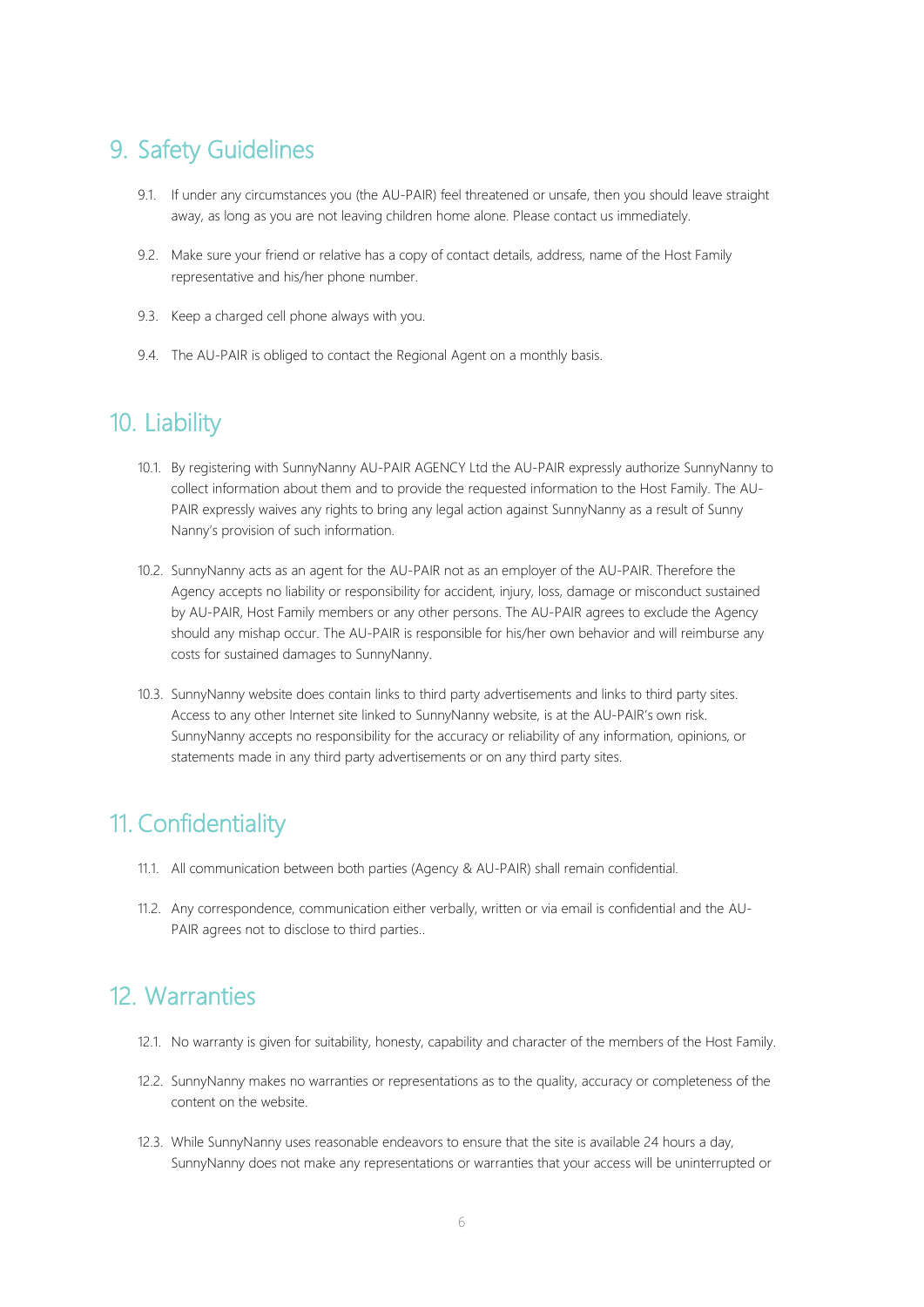## 9. Safety Guidelines

9.1. If under any circumstances you (the AU-PAIR) feel threatened or unsafe, then you should leave straight away, as long as you are not leaving children home alone. Please contact us immediately.

9.2. Make sure your friend or relative has a copy of contact details, address, name of the Host Family representative and his/her phone number.

9.3. Keep a charged cell phone always with you.

9.4. The AU-PAIR is obliged to contact the Regional Agent on a monthly basis.

## 10. Liability

10.1. By registering with SunnyNanny AU-PAIR AGENCY Ltd the AU-PAIR expressly authorize SunnyNanny to collect information about them and to provide the requested information to the Host Family. The AU-PAIR expressly waives any rights to bring any legal action against SunnyNanny as a result of Sunny Nanny's provision of such information.

10.2. SunnyNanny acts as an agent for the AU-PAIR not as an employer of the AU-PAIR. Therefore the Agency accepts no liability or responsibility for accident, injury, loss, damage or misconduct sustained by AU-PAIR, Host Family members or any other persons. The AU-PAIR agrees to exclude the Agency should any mishap occur. The AU-PAIR is responsible for his/her own behavior and will reimburse any costs for sustained damages to SunnyNanny.

10.3. SunnyNanny website does contain links to third party advertisements and links to third party sites. Access to any other Internet site linked to SunnyNanny website, is at the AU-PAIR's own risk. SunnyNanny accepts no responsibility for the accuracy or reliability of any information, opinions, or statements made in any third party advertisements or on any third party sites.

## 11. Confidentiality

11.1. All communication between both parties (Agency & AU-PAIR) shall remain confidential.

11.2. Any correspondence, communication either verbally, written or via email is confidential and the AU-PAIR agrees not to disclose to third parties..

## 12. Warranties

12.1. No warranty is given for suitability, honesty, capability and character of the members of the Host Family.

12.2. SunnyNanny makes no warranties or representations as to the quality, accuracy or completeness of the content on the website.

12.3. While SunnyNanny uses reasonable endeavors to ensure that the site is available 24 hours a day, SunnyNanny does not make any representations or warranties that your access will be uninterrupted or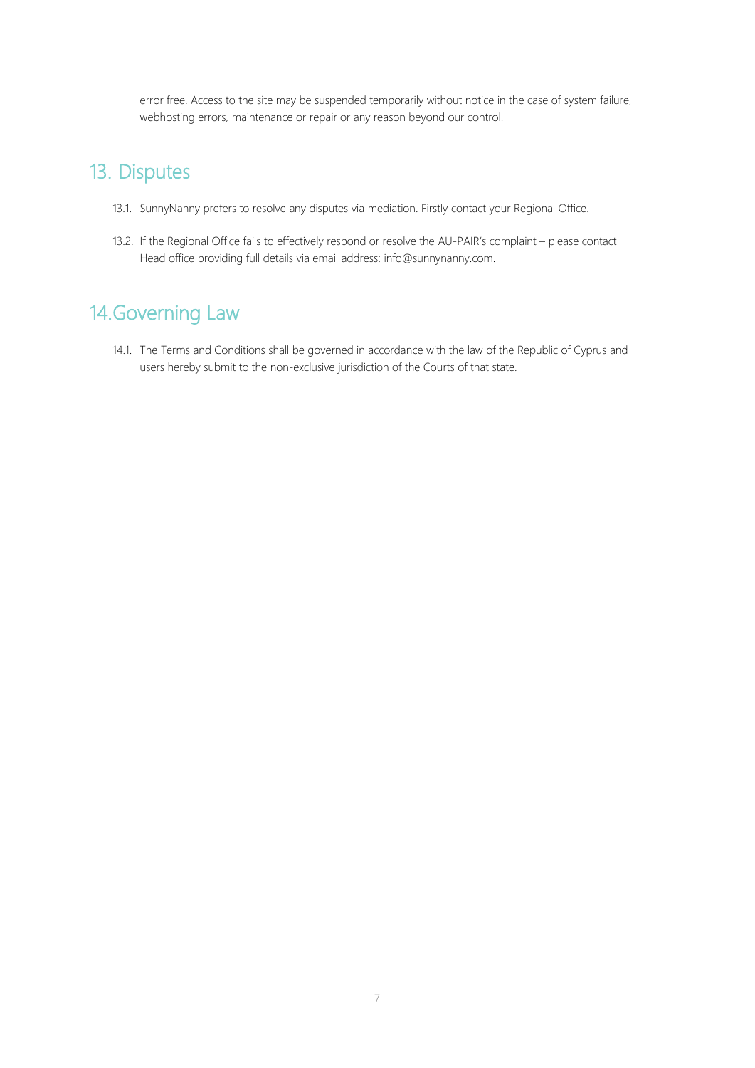error free. Access to the site may be suspended temporarily without notice in the case of system failure, webhosting errors, maintenance or repair or any reason beyond our control.

## 13. Disputes

13.1. SunnyNanny prefers to resolve any disputes via mediation. Firstly contact your Regional Office.

13.2. If the Regional Office fails to effectively respond or resolve the AU-PAIR's complaint – please contact Head office providing full details via email address: info@sunnynanny.com.

## 14. Governing Law

14.1. The Terms and Conditions shall be governed in accordance with the law of the Republic of Cyprus and users hereby submit to the non-exclusive jurisdiction of the Courts of that state.